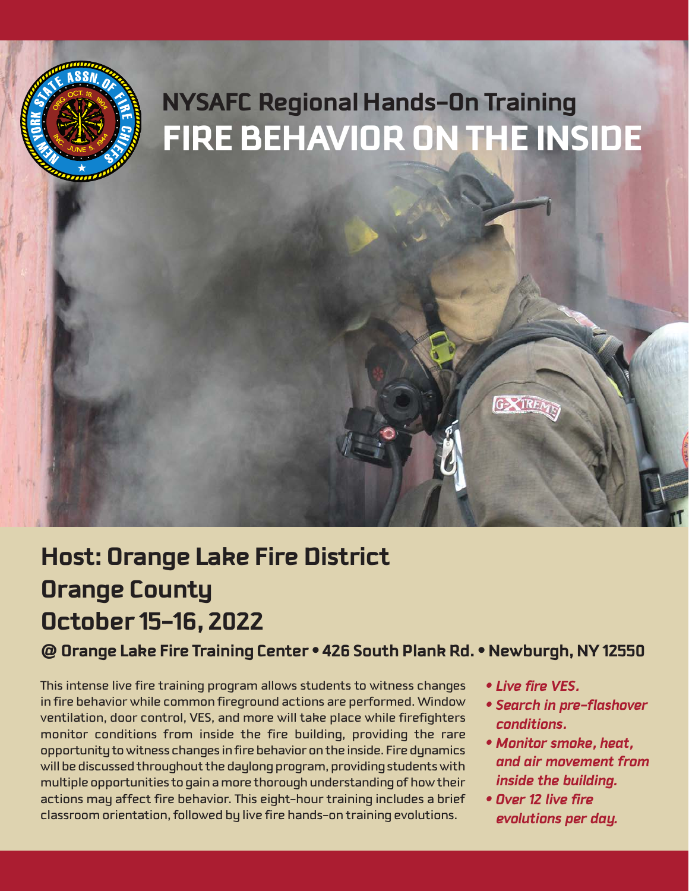# NYSAFC Regional Hands-On Training

# FIRE BEHAVIOR ON THE INSIDE

## Host: Orange Lake Fire District

## Orange County

## October 15–16, 2022

### @ Orange Lake Fire Training Center • 426 South Plank Rd. • Newburgh, NY 12550

This intense live fire training program allows students to witness changes in fire behavior while common fireground actions are performed. Window ventilation, door control, VES, and more will take place while firefighters monitor conditions from inside the fire building, providing the rare opportunity to witness changes in fire behavior on the inside. Fire dynamics will be discussed throughout the daylong program, providing students with multiple opportunities to gain a more thorough understanding of how their actions may affect fire behavior. This eight-hour training includes a brief classroom orientation, followed by live fire hands-on training evolutions.

- ***Live fire VES.***
- ***Search in pre-flashover conditions.***
- ***Monitor smoke, heat, and air movement from inside the building.***
- ***Over 12 live fire evolutions per day.***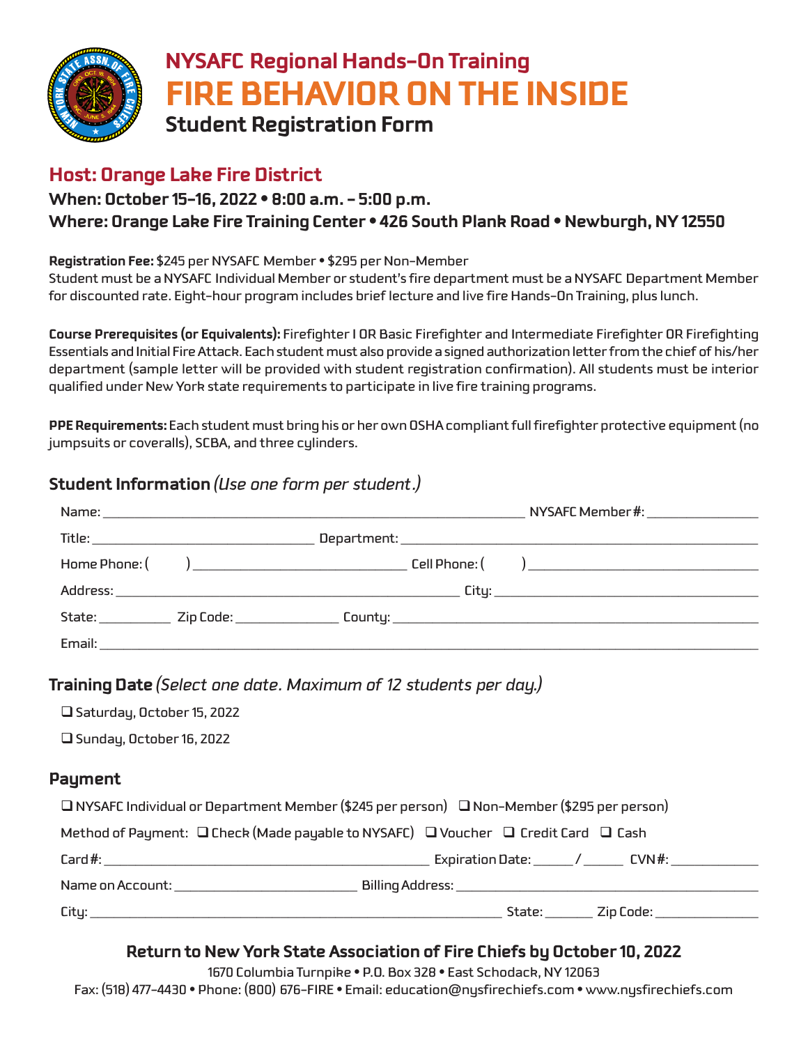## NYSAFC Regional Hands-On Training

# FIRE BEHAVIOR ON THE INSIDE

### Student Registration Form

## Host: Orange Lake Fire District

**When: October 15–16, 2022 • 8:00 a.m. – 5:00 p.m.**

**Where: Orange Lake Fire Training Center • 426 South Plank Road • Newburgh, NY 12550**

**Registration Fee:** $245 per NYSAFC Member • $295 per Non-Member
Student must be a NYSAFC Individual Member or student's fire department must be a NYSAFC Department Member for discounted rate. Eight-hour program includes brief lecture and live fire Hands-On Training, plus lunch.

**Course Prerequisites (or Equivalents):** Firefighter I OR Basic Firefighter and Intermediate Firefighter OR Firefighting Essentials and Initial Fire Attack. Each student must also provide a signed authorization letter from the chief of his/her department (sample letter will be provided with student registration confirmation). All students must be interior qualified under New York state requirements to participate in live fire training programs.

**PPE Requirements:** Each student must bring his or her own OSHA compliant full firefighter protective equipment (no jumpsuits or coveralls), SCBA, and three cylinders.

### Student Information *(Use one form per student.)*

Name: ______________________________ NYSAFC Member #: ______________

Title: ______________________ Department: ______________________________

Home Phone: ( ) ______________________ Cell Phone: ( ) ______________________

Address: ______________________________ City: ______________________

State: ________ Zip Code: __________ County: ______________________________

Email: ______________________________________________________________

### Training Date *(Select one date. Maximum of 12 students per day.)*

❑ Saturday, October 15, 2022

❑ Sunday, October 16, 2022

### Payment

❑ NYSAFC Individual or Department Member ($245 per person) ❑ Non-Member ($295 per person)

Method of Payment: ❑ Check (Made payable to NYSAFC) ❑ Voucher ❑ Credit Card ❑ Cash

Card #: ______________________________ Expiration Date: _____ / _____ CVN #: __________

Name on Account: ____________________ Billing Address: ______________________________

City: ______________________________________ State: ______ Zip Code: ____________

**Return to New York State Association of Fire Chiefs by October 10, 2022**

1670 Columbia Turnpike • P.O. Box 328 • East Schodack, NY 12063

Fax: (518) 477-4430 • Phone: (800) 676-FIRE • Email: education@nysfirechiefs.com • www.nysfirechiefs.com